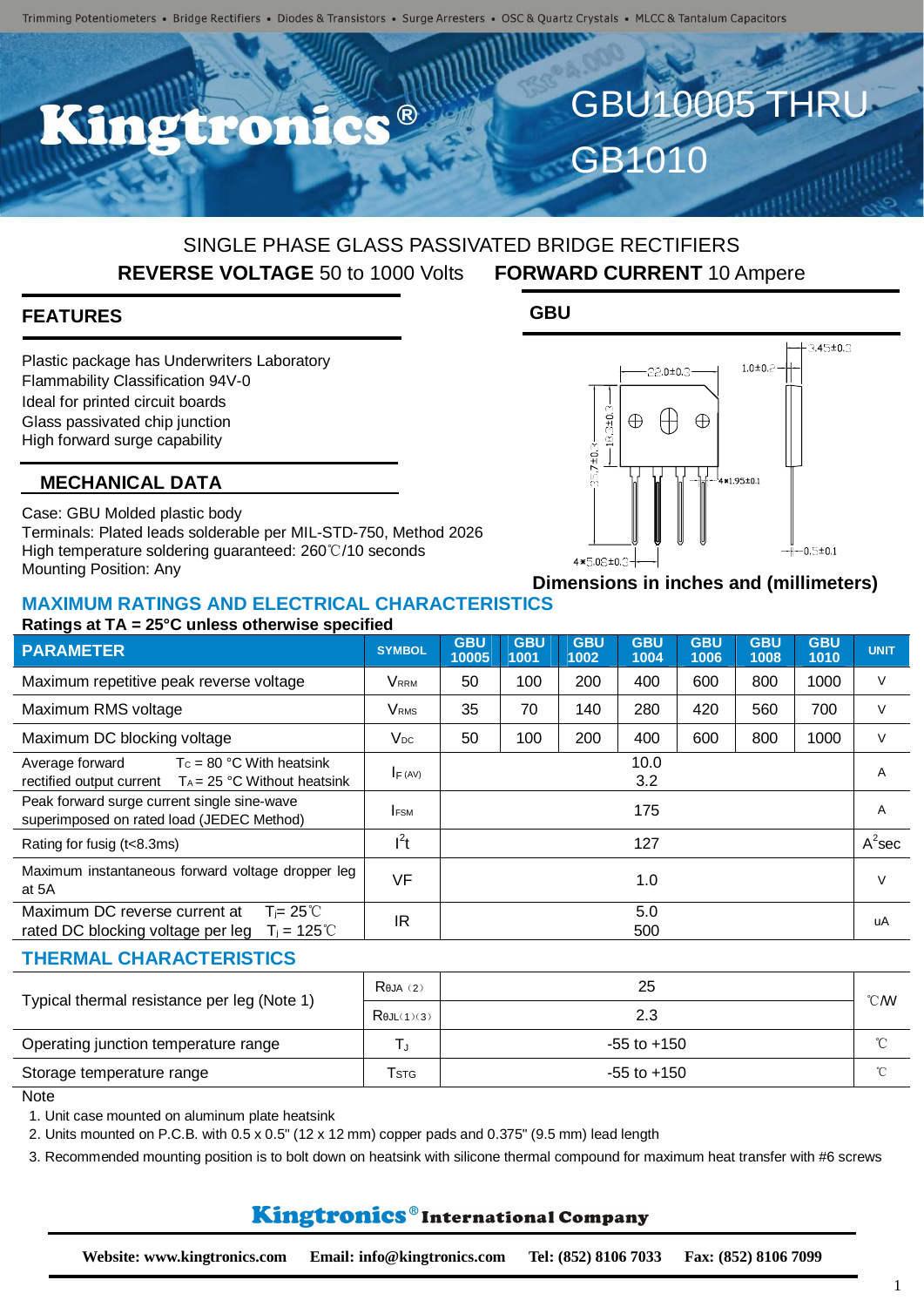Trimming Potentiometers • Bridge Rectifiers • Diodes & Transistors • Surge Arresters • OSC & Quartz Crystals • MLCC & Tantalum Capacitors

# Kingtronics®

# GBU10005 THRU GB1010

## SINGLE PHASE GLASS PASSIVATED BRIDGE RECTIFIERS

**REVERSE VOLTAGE** 50 to 1000 Volts **FORWARD CURRENT** 10 Ampere

### FEATURES

Plastic package has Underwriters Laboratory Flammability Classification 94V-0
Ideal for printed circuit boards
Glass passivated chip junction
High forward surge capability

### MECHANICAL DATA

Case: GBU Molded plastic body
Terminals: Plated leads solderable per MIL-STD-750, Method 2026
High temperature soldering guaranteed: 260℃/10 seconds
Mounting Position: Any

### GBU

22.0±0.3, 3.45±0.3, 1.0±0.2, 18.3±0.3, 35.7±0.3, 4*1.95±0.1, 4*5.08±0.3, 0.5±0.1

**Dimensions in inches and (millimeters)**

## MAXIMUM RATINGS AND ELECTRICAL CHARACTERISTICS

**Ratings at TA = 25°C unless otherwise specified**

| PARAMETER | SYMBOL | GBU 10005 | GBU 1001 | GBU 1002 | GBU 1004 | GBU 1006 | GBU 1008 | GBU 1010 | UNIT |
|---|---|---|---|---|---|---|---|---|---|
| Maximum repetitive peak reverse voltage | $V_{RRM}$ | 50 | 100 | 200 | 400 | 600 | 800 | 1000 | V |
| Maximum RMS voltage | $V_{RMS}$ | 35 | 70 | 140 | 280 | 420 | 560 | 700 | V |
| Maximum DC blocking voltage | $V_{DC}$ | 50 | 100 | 200 | 400 | 600 | 800 | 1000 | V |
| Average forward rectified output current $T_C$ = 80 °C With heatsink; $T_A$ = 25 °C Without heatsink | $I_{F(AV)}$ | 10.0<br>3.2 | | | | | | | A |
| Peak forward surge current single sine-wave superimposed on rated load (JEDEC Method) | $I_{FSM}$ | 175 | | | | | | | A |
| Rating for fusig (t<8.3ms) | $I^2t$ | 127 | | | | | | | $A^2$sec |
| Maximum instantaneous forward voltage dropper leg at 5A | VF | 1.0 | | | | | | | V |
| Maximum DC reverse current at rated DC blocking voltage per leg $T_j$= 25℃; $T_j$ = 125℃ | IR | 5.0<br>500 | | | | | | | uA |

## THERMAL CHARACTERISTICS

| PARAMETER | SYMBOL | VALUE | UNIT |
|---|---|---|---|
| Typical thermal resistance per leg (Note 1) | $R_{\theta JA}$ (2) | 25 | ℃/W |
| | $R_{\theta JL}$ (1)(3) | 2.3 | ℃/W |
| Operating junction temperature range | $T_J$ | -55 to +150 | ℃ |
| Storage temperature range | $T_{STG}$ | -55 to +150 | ℃ |

Note

1. Unit case mounted on aluminum plate heatsink
2. Units mounted on P.C.B. with 0.5 x 0.5" (12 x 12 mm) copper pads and 0.375" (9.5 mm) lead length
3. Recommended mounting position is to bolt down on heatsink with silicone thermal compound for maximum heat transfer with #6 screws

**Kingtronics® International Company**

**Website: www.kingtronics.com Email: info@kingtronics.com Tel: (852) 8106 7033 Fax: (852) 8106 7099**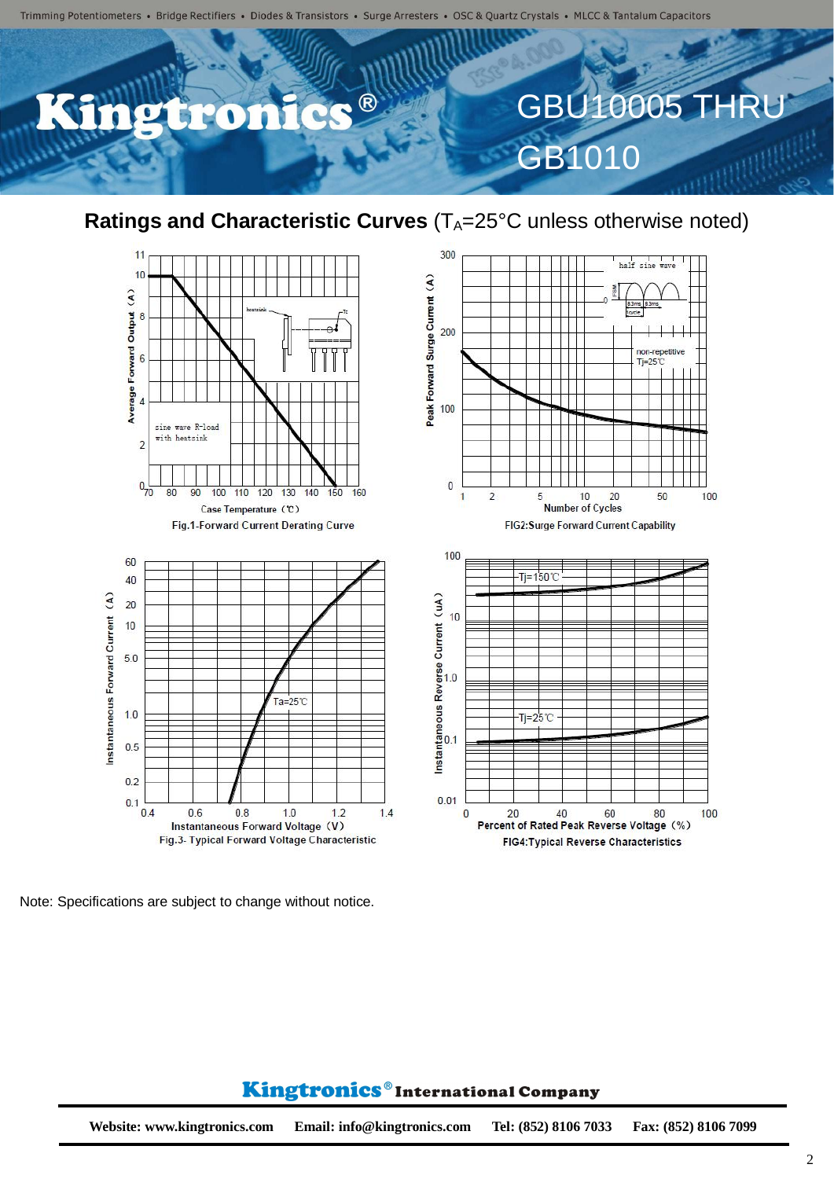# GBU10005 THRU GB1010

## Ratings and Characteristic Curves ($T_A$=25°C unless otherwise noted)

Average Forward Output (A)

11
10
8
6
4
2
0

70 80 90 100 110 120 130 140 150 160

Case Temperature (℃)

heatsink

Tc

sine wave R-load
with heatsink

Fig.1-Forward Current Derating Curve

Peak Forward Surge Current (A)

300
200
100
0

1 2 5 10 20 50 100

Number of Cycles

half sine wave

IFSM

0

8.3ms 8.3ms

1cycle

non-repetitive
Tj=25℃

FIG2:Surge Forward Current Capability

Instantaneous Forward Current (A)

60
40
20
10
5.0
1.0
0.5
0.2
0.1

0.4 0.6 0.8 1.0 1.2 1.4

Instantaneous Forward Voltage (V)

Ta=25℃

Fig.3- Typical Forward Voltage Characteristic

Instantaneous Reverse Current (uA)

100
10
1.0
0.1
0.01

0 20 40 60 80 100

Percent of Rated Peak Reverse Voltage (%)

Tj=150℃

Tj=25℃

FIG4:Typical Reverse Characteristics

Note: Specifications are subject to change without notice.